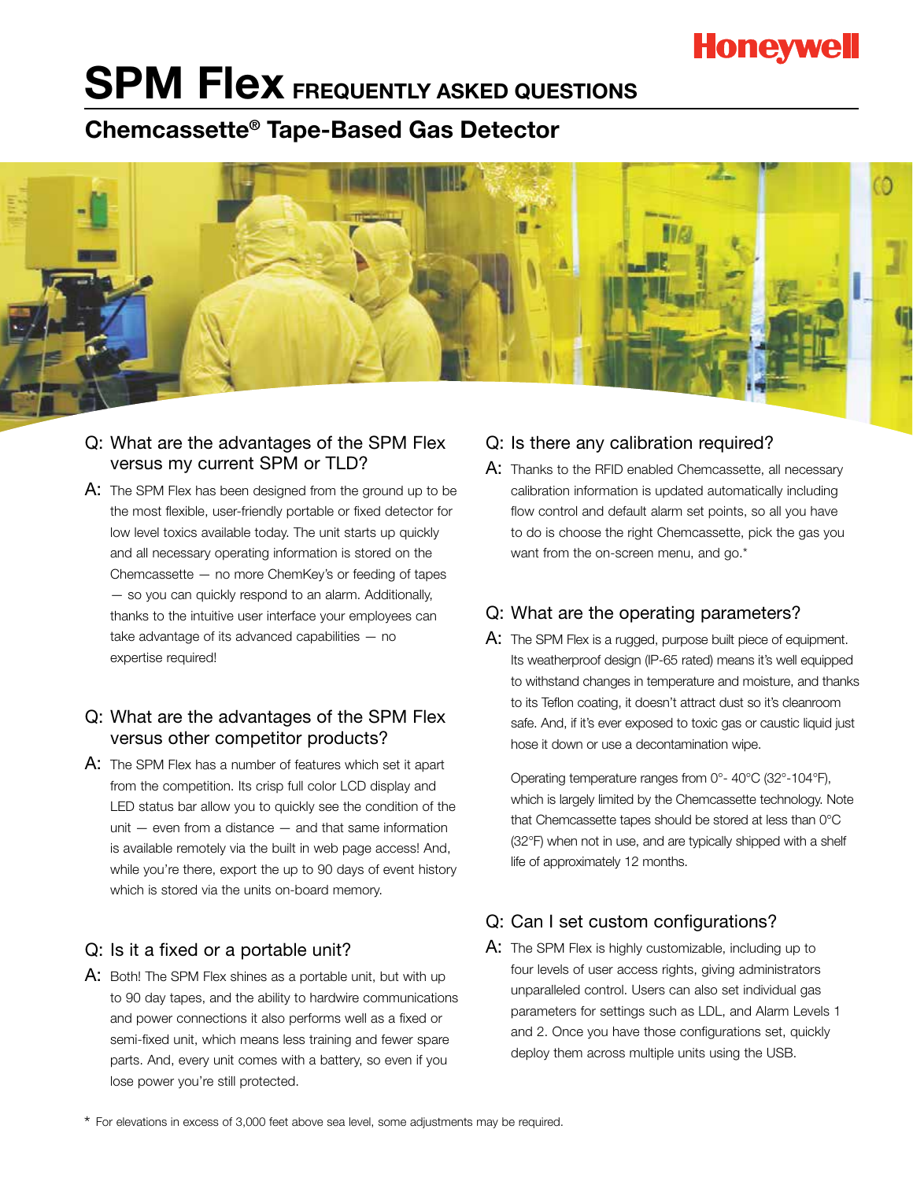Honeywell

# SPM Flex FREQUENTLY ASKED QUESTIONS

## Chemcassette® Tape-Based Gas Detector

### Q: What are the advantages of the SPM Flex versus my current SPM or TLD?

A: The SPM Flex has been designed from the ground up to be the most flexible, user-friendly portable or fixed detector for low level toxics available today. The unit starts up quickly and all necessary operating information is stored on the Chemcassette — no more ChemKey's or feeding of tapes — so you can quickly respond to an alarm. Additionally, thanks to the intuitive user interface your employees can take advantage of its advanced capabilities — no expertise required!

### Q: What are the advantages of the SPM Flex versus other competitor products?

A: The SPM Flex has a number of features which set it apart from the competition. Its crisp full color LCD display and LED status bar allow you to quickly see the condition of the unit — even from a distance — and that same information is available remotely via the built in web page access! And, while you're there, export the up to 90 days of event history which is stored via the units on-board memory.

### Q: Is it a fixed or a portable unit?

A: Both! The SPM Flex shines as a portable unit, but with up to 90 day tapes, and the ability to hardwire communications and power connections it also performs well as a fixed or semi-fixed unit, which means less training and fewer spare parts. And, every unit comes with a battery, so even if you lose power you're still protected.

### Q: Is there any calibration required?

A: Thanks to the RFID enabled Chemcassette, all necessary calibration information is updated automatically including flow control and default alarm set points, so all you have to do is choose the right Chemcassette, pick the gas you want from the on-screen menu, and go.*

### Q: What are the operating parameters?

A: The SPM Flex is a rugged, purpose built piece of equipment. Its weatherproof design (IP-65 rated) means it's well equipped to withstand changes in temperature and moisture, and thanks to its Teflon coating, it doesn't attract dust so it's cleanroom safe. And, if it's ever exposed to toxic gas or caustic liquid just hose it down or use a decontamination wipe.

Operating temperature ranges from 0°- 40°C (32°-104°F), which is largely limited by the Chemcassette technology. Note that Chemcassette tapes should be stored at less than 0°C (32°F) when not in use, and are typically shipped with a shelf life of approximately 12 months.

### Q: Can I set custom configurations?

A: The SPM Flex is highly customizable, including up to four levels of user access rights, giving administrators unparalleled control. Users can also set individual gas parameters for settings such as LDL, and Alarm Levels 1 and 2. Once you have those configurations set, quickly deploy them across multiple units using the USB.

\* For elevations in excess of 3,000 feet above sea level, some adjustments may be required.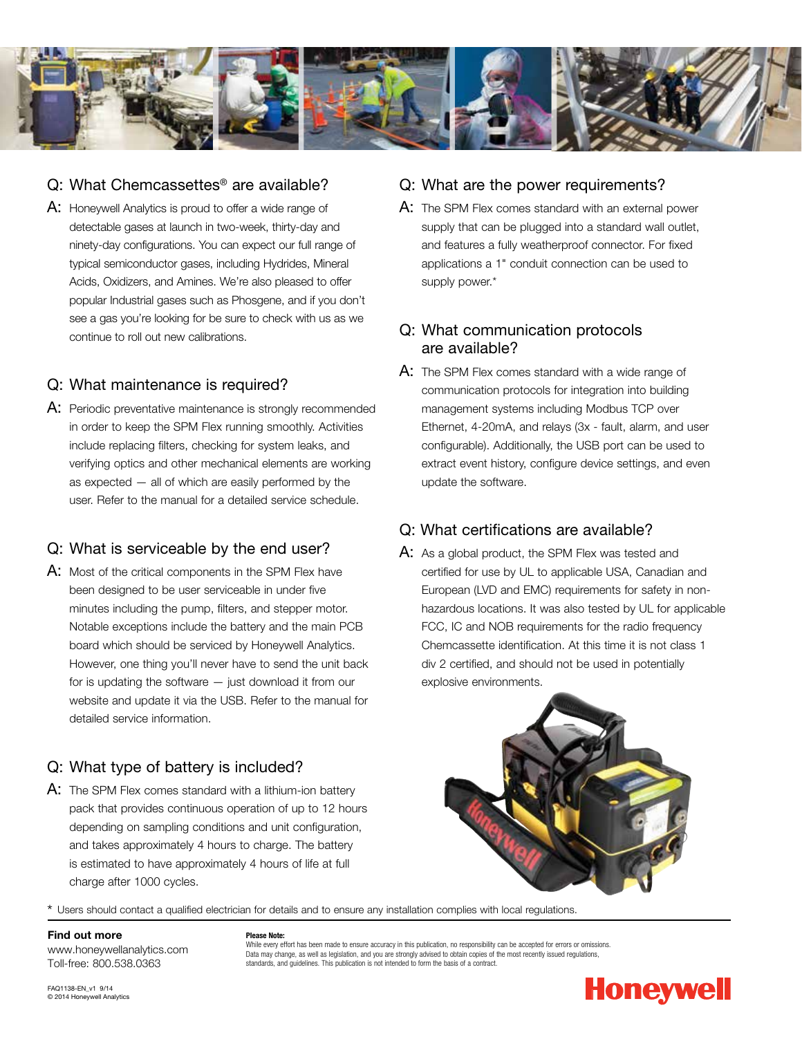## Q: What Chemcassettes® are available?

A: Honeywell Analytics is proud to offer a wide range of detectable gases at launch in two-week, thirty-day and ninety-day configurations. You can expect our full range of typical semiconductor gases, including Hydrides, Mineral Acids, Oxidizers, and Amines. We're also pleased to offer popular Industrial gases such as Phosgene, and if you don't see a gas you're looking for be sure to check with us as we continue to roll out new calibrations.

## Q: What maintenance is required?

A: Periodic preventative maintenance is strongly recommended in order to keep the SPM Flex running smoothly. Activities include replacing filters, checking for system leaks, and verifying optics and other mechanical elements are working as expected — all of which are easily performed by the user. Refer to the manual for a detailed service schedule.

## Q: What is serviceable by the end user?

A: Most of the critical components in the SPM Flex have been designed to be user serviceable in under five minutes including the pump, filters, and stepper motor. Notable exceptions include the battery and the main PCB board which should be serviced by Honeywell Analytics. However, one thing you'll never have to send the unit back for is updating the software — just download it from our website and update it via the USB. Refer to the manual for detailed service information.

## Q: What type of battery is included?

A: The SPM Flex comes standard with a lithium-ion battery pack that provides continuous operation of up to 12 hours depending on sampling conditions and unit configuration, and takes approximately 4 hours to charge. The battery is estimated to have approximately 4 hours of life at full charge after 1000 cycles.

## Q: What are the power requirements?

A: The SPM Flex comes standard with an external power supply that can be plugged into a standard wall outlet, and features a fully weatherproof connector. For fixed applications a 1" conduit connection can be used to supply power.*

## Q: What communication protocols are available?

A: The SPM Flex comes standard with a wide range of communication protocols for integration into building management systems including Modbus TCP over Ethernet, 4-20mA, and relays (3x - fault, alarm, and user configurable). Additionally, the USB port can be used to extract event history, configure device settings, and even update the software.

## Q: What certifications are available?

A: As a global product, the SPM Flex was tested and certified for use by UL to applicable USA, Canadian and European (LVD and EMC) requirements for safety in non-hazardous locations. It was also tested by UL for applicable FCC, IC and NOB requirements for the radio frequency Chemcassette identification. At this time it is not class 1 div 2 certified, and should not be used in potentially explosive environments.

\* Users should contact a qualified electrician for details and to ensure any installation complies with local regulations.

**Find out more**
www.honeywellanalytics.com
Toll-free: 800.538.0363

**Please Note:**
While every effort has been made to ensure accuracy in this publication, no responsibility can be accepted for errors or omissions. Data may change, as well as legislation, and you are strongly advised to obtain copies of the most recently issued regulations, standards, and guidelines. This publication is not intended to form the basis of a contract.

FAQ1138-EN_v1 9/14
© 2014 Honeywell Analytics

Honeywell